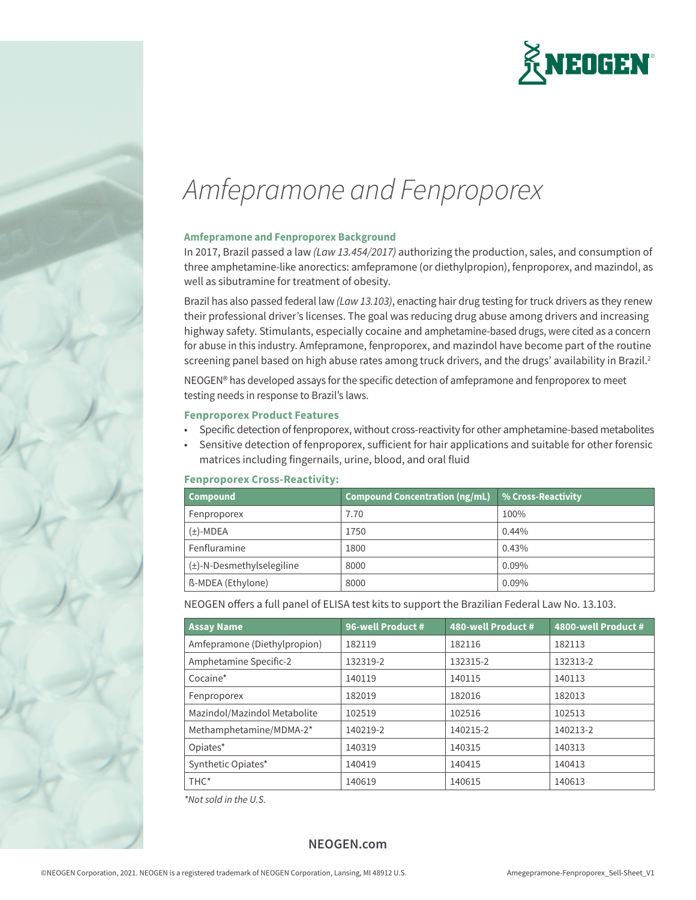# *Amfepramone and Fenproporex*

### Amfepramone and Fenproporex Background

In 2017, Brazil passed a law *(Law 13.454/2017)* authorizing the production, sales, and consumption of three amphetamine-like anorectics: amfepramone (or diethylpropion), fenproporex, and mazindol, as well as sibutramine for treatment of obesity.

Brazil has also passed federal law *(Law 13.103)*, enacting hair drug testing for truck drivers as they renew their professional driver's licenses. The goal was reducing drug abuse among drivers and increasing highway safety. Stimulants, especially cocaine and amphetamine-based drugs, were cited as a concern for abuse in this industry. Amfepramone, fenproporex, and mazindol have become part of the routine screening panel based on high abuse rates among truck drivers, and the drugs' availability in Brazil.[2]

NEOGEN® has developed assays for the specific detection of amfepramone and fenproporex to meet testing needs in response to Brazil's laws.

### Fenproporex Product Features

- Specific detection of fenproporex, without cross-reactivity for other amphetamine-based metabolites
- Sensitive detection of fenproporex, sufficient for hair applications and suitable for other forensic matrices including fingernails, urine, blood, and oral fluid

### Fenproporex Cross-Reactivity:

| Compound | Compound Concentration (ng/mL) | % Cross-Reactivity |
|---|---|---|
| Fenproporex | 7.70 | 100% |
| (±)-MDEA | 1750 | 0.44% |
| Fenfluramine | 1800 | 0.43% |
| (±)-N-Desmethylselegiline | 8000 | 0.09% |
| ß-MDEA (Ethylone) | 8000 | 0.09% |

NEOGEN offers a full panel of ELISA test kits to support the Brazilian Federal Law No. 13.103.

| Assay Name | 96-well Product # | 480-well Product # | 4800-well Product # |
|---|---|---|---|
| Amfepramone (Diethylpropion) | 182119 | 182116 | 182113 |
| Amphetamine Specific-2 | 132319-2 | 132315-2 | 132313-2 |
| Cocaine* | 140119 | 140115 | 140113 |
| Fenproporex | 182019 | 182016 | 182013 |
| Mazindol/Mazindol Metabolite | 102519 | 102516 | 102513 |
| Methamphetamine/MDMA-2* | 140219-2 | 140215-2 | 140213-2 |
| Opiates* | 140319 | 140315 | 140313 |
| Synthetic Opiates* | 140419 | 140415 | 140413 |
| THC* | 140619 | 140615 | 140613 |

*\*Not sold in the U.S.*

**NEOGEN.com**

©NEOGEN Corporation, 2021. NEOGEN is a registered trademark of NEOGEN Corporation, Lansing, MI 48912 U.S.

Amegepramone-Fenproporex_Sell-Sheet_V1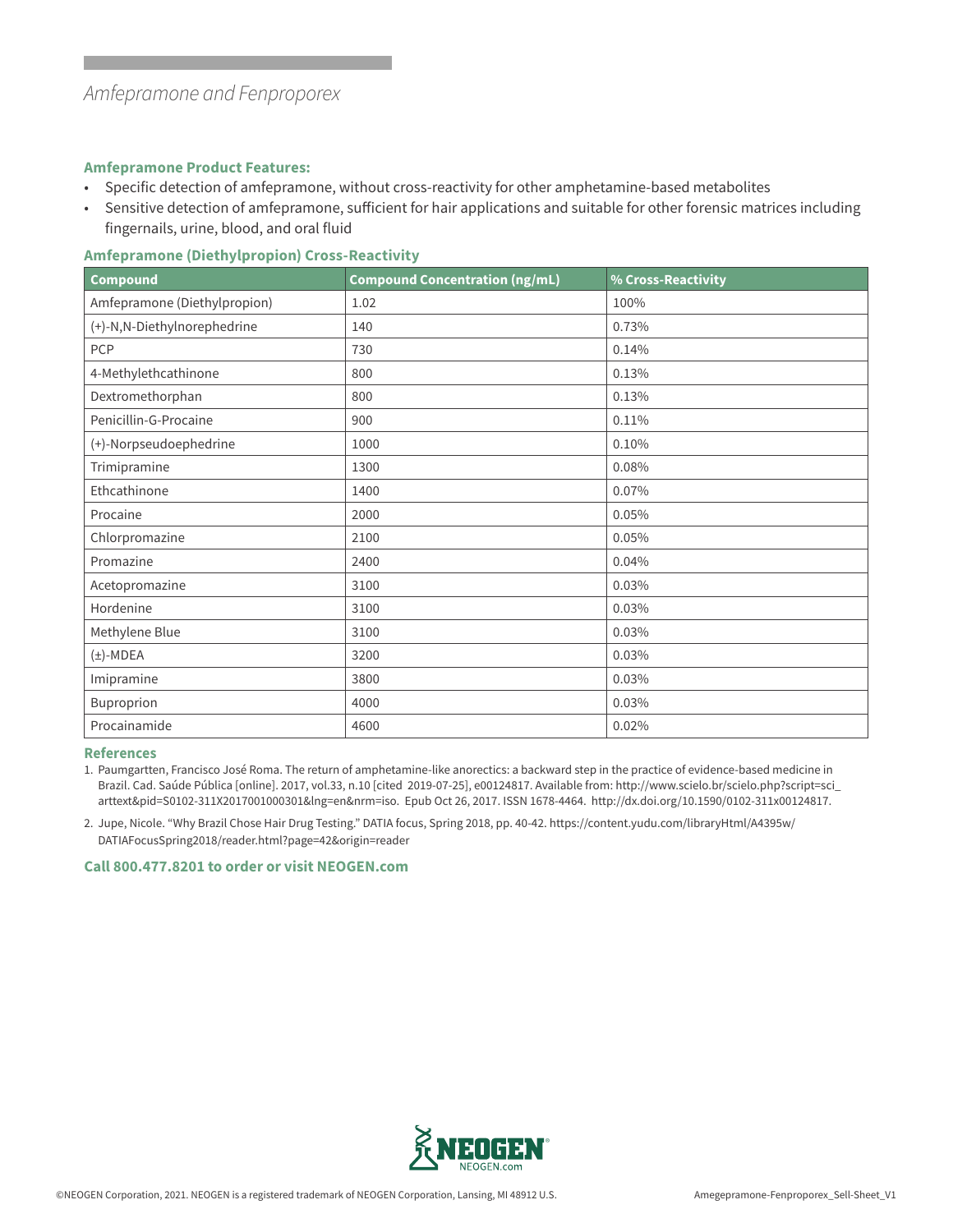*Amfepramone and Fenproporex*

**Amfepramone Product Features:**

- Specific detection of amfepramone, without cross-reactivity for other amphetamine-based metabolites
- Sensitive detection of amfepramone, sufficient for hair applications and suitable for other forensic matrices including fingernails, urine, blood, and oral fluid

**Amfepramone (Diethylpropion) Cross-Reactivity**

| Compound | Compound Concentration (ng/mL) | % Cross-Reactivity |
|---|---|---|
| Amfepramone (Diethylpropion) | 1.02 | 100% |
| (+)-N,N-Diethylnorephedrine | 140 | 0.73% |
| PCP | 730 | 0.14% |
| 4-Methylethcathinone | 800 | 0.13% |
| Dextromethorphan | 800 | 0.13% |
| Penicillin-G-Procaine | 900 | 0.11% |
| (+)-Norpseudoephedrine | 1000 | 0.10% |
| Trimipramine | 1300 | 0.08% |
| Ethcathinone | 1400 | 0.07% |
| Procaine | 2000 | 0.05% |
| Chlorpromazine | 2100 | 0.05% |
| Promazine | 2400 | 0.04% |
| Acetopromazine | 3100 | 0.03% |
| Hordenine | 3100 | 0.03% |
| Methylene Blue | 3100 | 0.03% |
| (±)-MDEA | 3200 | 0.03% |
| Imipramine | 3800 | 0.03% |
| Buproprion | 4000 | 0.03% |
| Procainamide | 4600 | 0.02% |

**References**

1. Paumgartten, Francisco José Roma. The return of amphetamine-like anorectics: a backward step in the practice of evidence-based medicine in Brazil. Cad. Saúde Pública [online]. 2017, vol.33, n.10 [cited 2019-07-25], e00124817. Available from: http://www.scielo.br/scielo.php?script=sci_arttext&pid=S0102-311X2017001000301&lng=en&nrm=iso. Epub Oct 26, 2017. ISSN 1678-4464. http://dx.doi.org/10.1590/0102-311x00124817.
2. Jupe, Nicole. "Why Brazil Chose Hair Drug Testing." DATIA focus, Spring 2018, pp. 40-42. https://content.yudu.com/libraryHtml/A4395w/DATIAFocusSpring2018/reader.html?page=42&origin=reader

**Call 800.477.8201 to order or visit NEOGEN.com**

©NEOGEN Corporation, 2021. NEOGEN is a registered trademark of NEOGEN Corporation, Lansing, MI 48912 U.S.

Amegepramone-Fenproporex_Sell-Sheet_V1